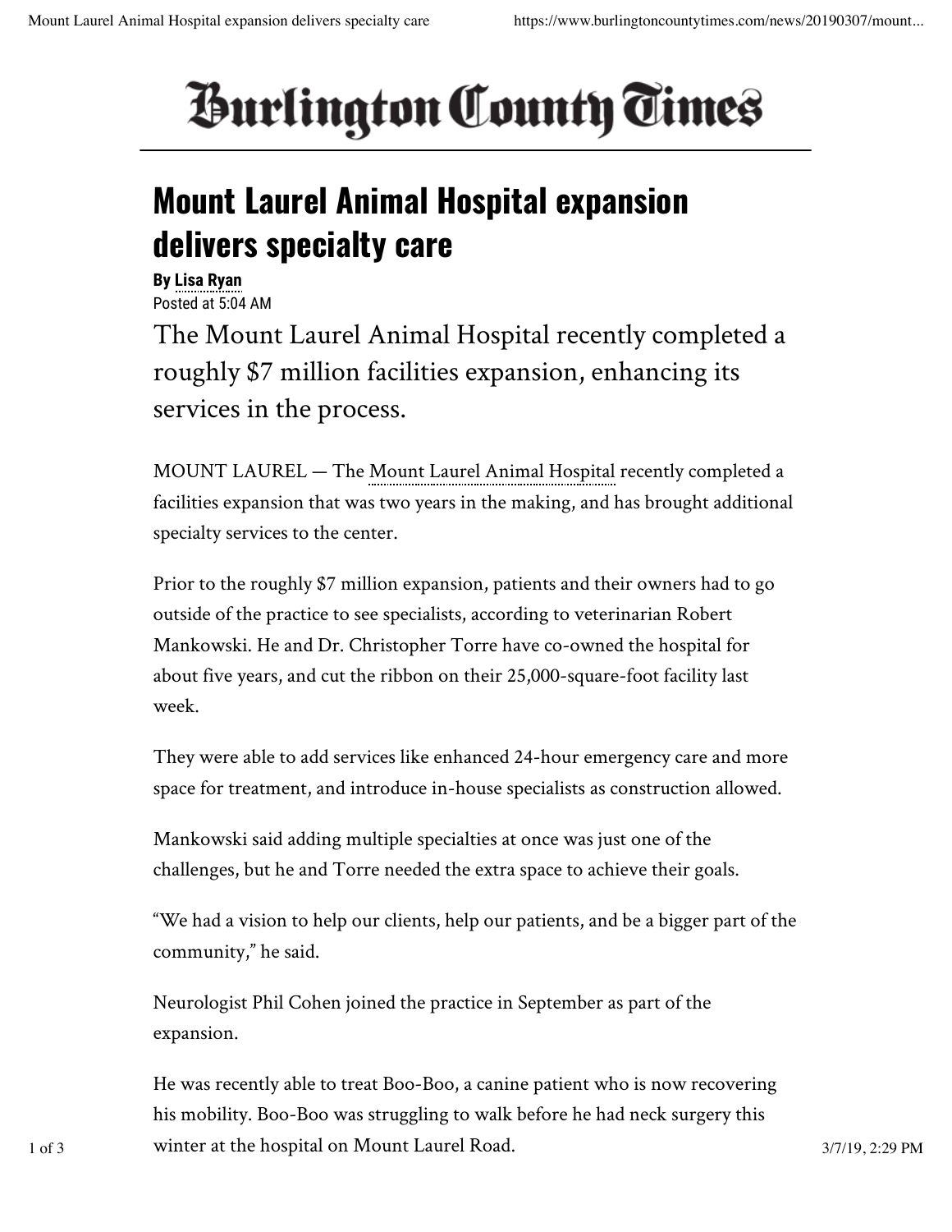# Burlington County Times

## Mount Laurel Animal Hospital expansion delivers specialty care

**By Lisa Ryan**
Posted at 5:04 AM

The Mount Laurel Animal Hospital recently completed a roughly $7 million facilities expansion, enhancing its services in the process.

MOUNT LAUREL — The Mount Laurel Animal Hospital recently completed a facilities expansion that was two years in the making, and has brought additional specialty services to the center.

Prior to the roughly $7 million expansion, patients and their owners had to go outside of the practice to see specialists, according to veterinarian Robert Mankowski. He and Dr. Christopher Torre have co-owned the hospital for about five years, and cut the ribbon on their 25,000-square-foot facility last week.

They were able to add services like enhanced 24-hour emergency care and more space for treatment, and introduce in-house specialists as construction allowed.

Mankowski said adding multiple specialties at once was just one of the challenges, but he and Torre needed the extra space to achieve their goals.

"We had a vision to help our clients, help our patients, and be a bigger part of the community," he said.

Neurologist Phil Cohen joined the practice in September as part of the expansion.

He was recently able to treat Boo-Boo, a canine patient who is now recovering his mobility. Boo-Boo was struggling to walk before he had neck surgery this winter at the hospital on Mount Laurel Road.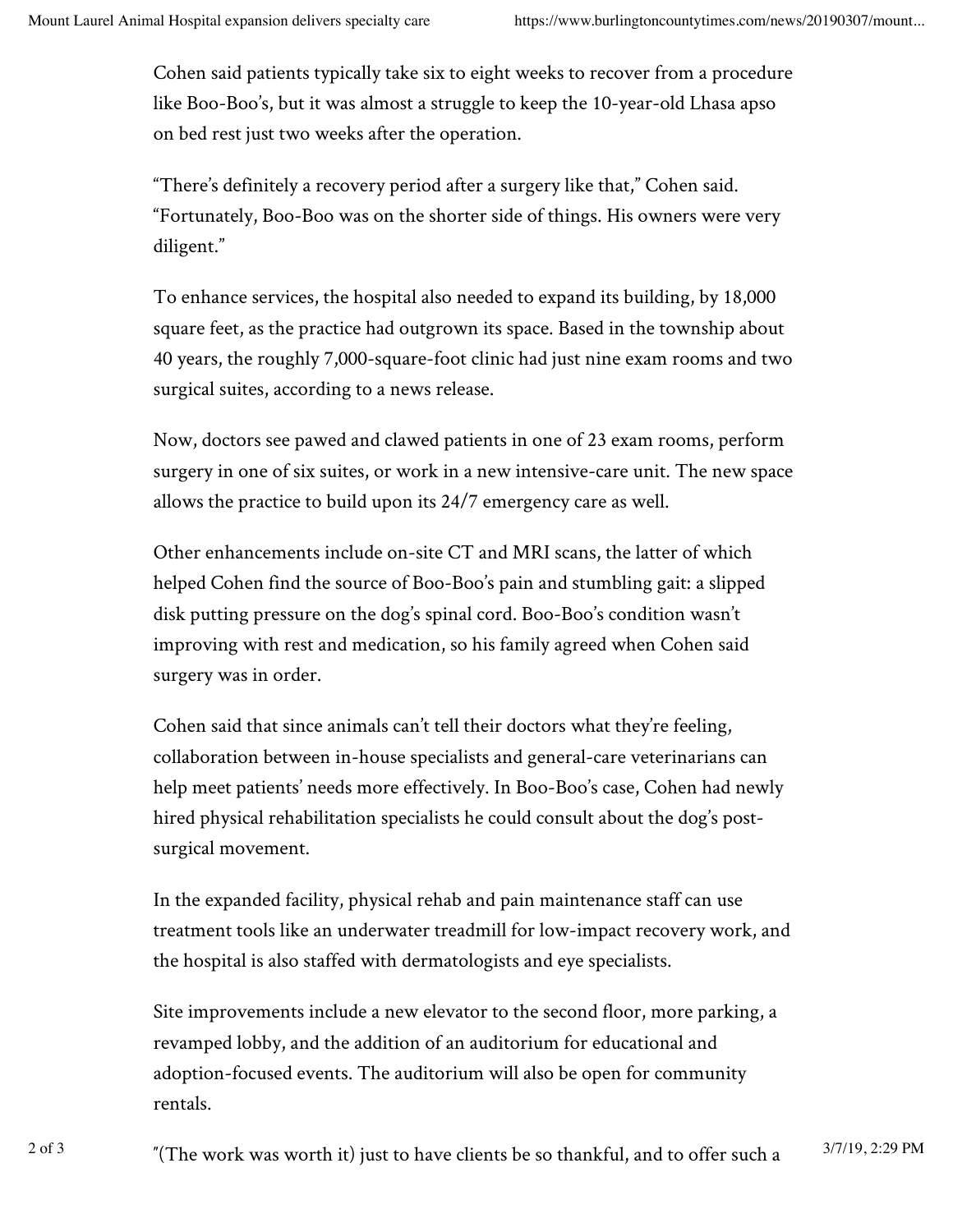Cohen said patients typically take six to eight weeks to recover from a procedure like Boo-Boo's, but it was almost a struggle to keep the 10-year-old Lhasa apso on bed rest just two weeks after the operation.

"There's definitely a recovery period after a surgery like that," Cohen said. "Fortunately, Boo-Boo was on the shorter side of things. His owners were very diligent."

To enhance services, the hospital also needed to expand its building, by 18,000 square feet, as the practice had outgrown its space. Based in the township about 40 years, the roughly 7,000-square-foot clinic had just nine exam rooms and two surgical suites, according to a news release.

Now, doctors see pawed and clawed patients in one of 23 exam rooms, perform surgery in one of six suites, or work in a new intensive-care unit. The new space allows the practice to build upon its 24/7 emergency care as well.

Other enhancements include on-site CT and MRI scans, the latter of which helped Cohen find the source of Boo-Boo's pain and stumbling gait: a slipped disk putting pressure on the dog's spinal cord. Boo-Boo's condition wasn't improving with rest and medication, so his family agreed when Cohen said surgery was in order.

Cohen said that since animals can't tell their doctors what they're feeling, collaboration between in-house specialists and general-care veterinarians can help meet patients' needs more effectively. In Boo-Boo's case, Cohen had newly hired physical rehabilitation specialists he could consult about the dog's post-surgical movement.

In the expanded facility, physical rehab and pain maintenance staff can use treatment tools like an underwater treadmill for low-impact recovery work, and the hospital is also staffed with dermatologists and eye specialists.

Site improvements include a new elevator to the second floor, more parking, a revamped lobby, and the addition of an auditorium for educational and adoption-focused events. The auditorium will also be open for community rentals.

"(The work was worth it) just to have clients be so thankful, and to offer such a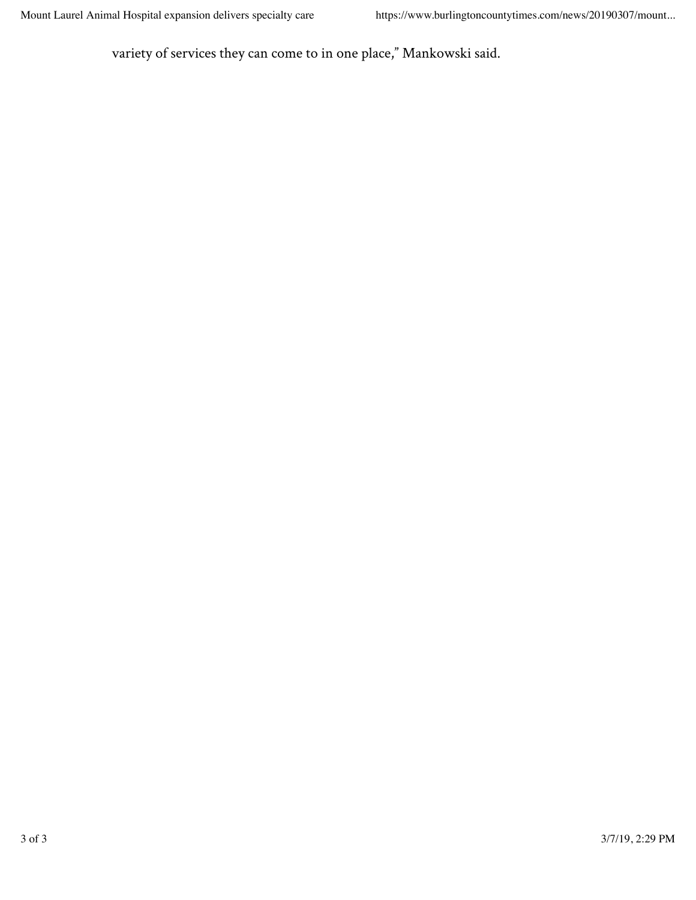variety of services they can come to in one place," Mankowski said.